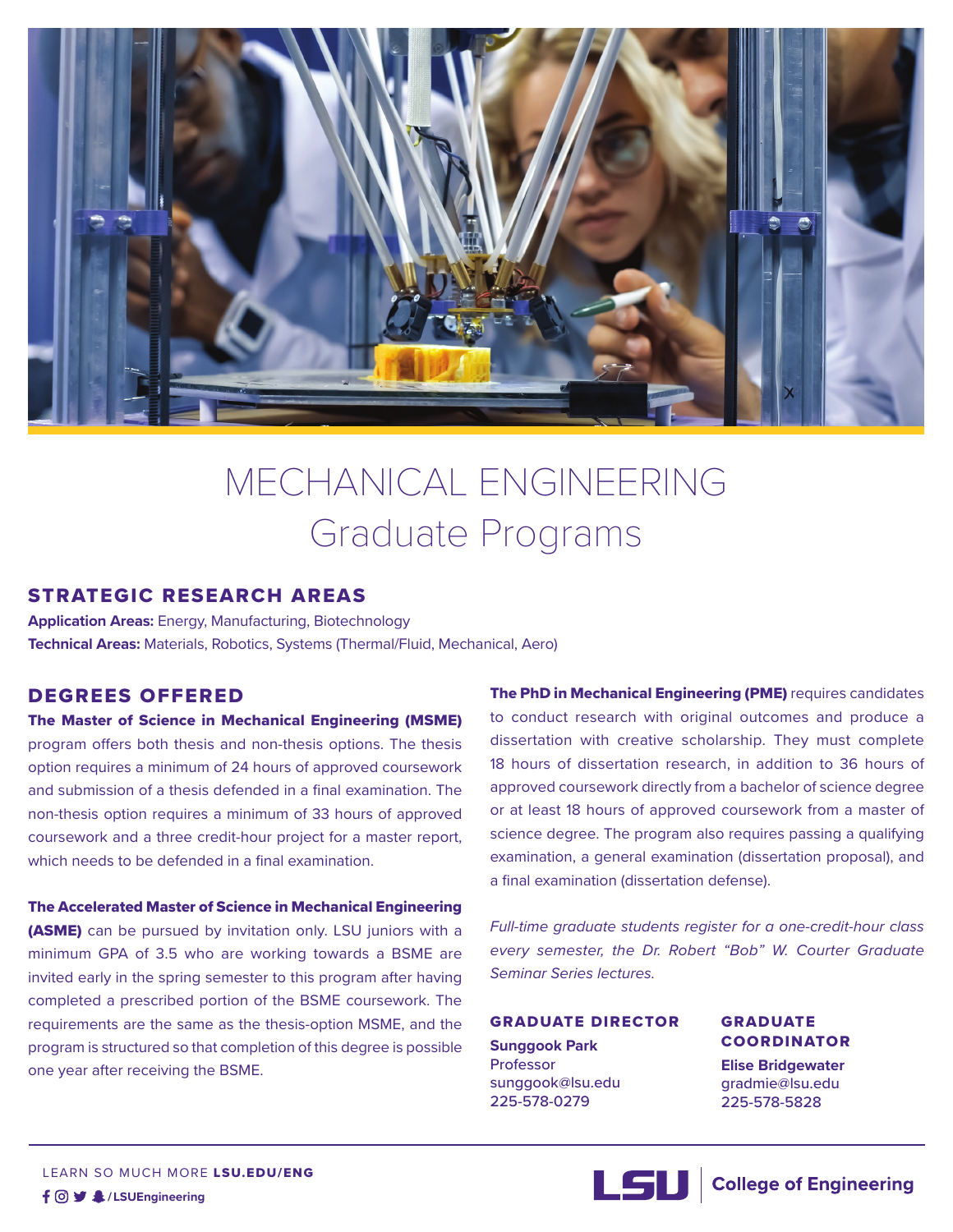# MECHANICAL ENGINEERING
# Graduate Programs

## STRATEGIC RESEARCH AREAS

**Application Areas:** Energy, Manufacturing, Biotechnology
**Technical Areas:** Materials, Robotics, Systems (Thermal/Fluid, Mechanical, Aero)

## DEGREES OFFERED

**The Master of Science in Mechanical Engineering (MSME)** program offers both thesis and non-thesis options. The thesis option requires a minimum of 24 hours of approved coursework and submission of a thesis defended in a final examination. The non-thesis option requires a minimum of 33 hours of approved coursework and a three credit-hour project for a master report, which needs to be defended in a final examination.

**The Accelerated Master of Science in Mechanical Engineering (ASME)** can be pursued by invitation only. LSU juniors with a minimum GPA of 3.5 who are working towards a BSME are invited early in the spring semester to this program after having completed a prescribed portion of the BSME coursework. The requirements are the same as the thesis-option MSME, and the program is structured so that completion of this degree is possible one year after receiving the BSME.

**The PhD in Mechanical Engineering (PME)** requires candidates to conduct research with original outcomes and produce a dissertation with creative scholarship. They must complete 18 hours of dissertation research, in addition to 36 hours of approved coursework directly from a bachelor of science degree or at least 18 hours of approved coursework from a master of science degree. The program also requires passing a qualifying examination, a general examination (dissertation proposal), and a final examination (dissertation defense).

*Full-time graduate students register for a one-credit-hour class every semester, the Dr. Robert "Bob" W. Courter Graduate Seminar Series lectures.*

### GRADUATE DIRECTOR

**Sunggook Park**
Professor
sunggook@lsu.edu
225-578-0279

### GRADUATE COORDINATOR

**Elise Bridgewater**
gradmie@lsu.edu
225-578-5828

LEARN SO MUCH MORE **LSU.EDU/ENG**
**/LSUEngineering**

**LSU | College of Engineering**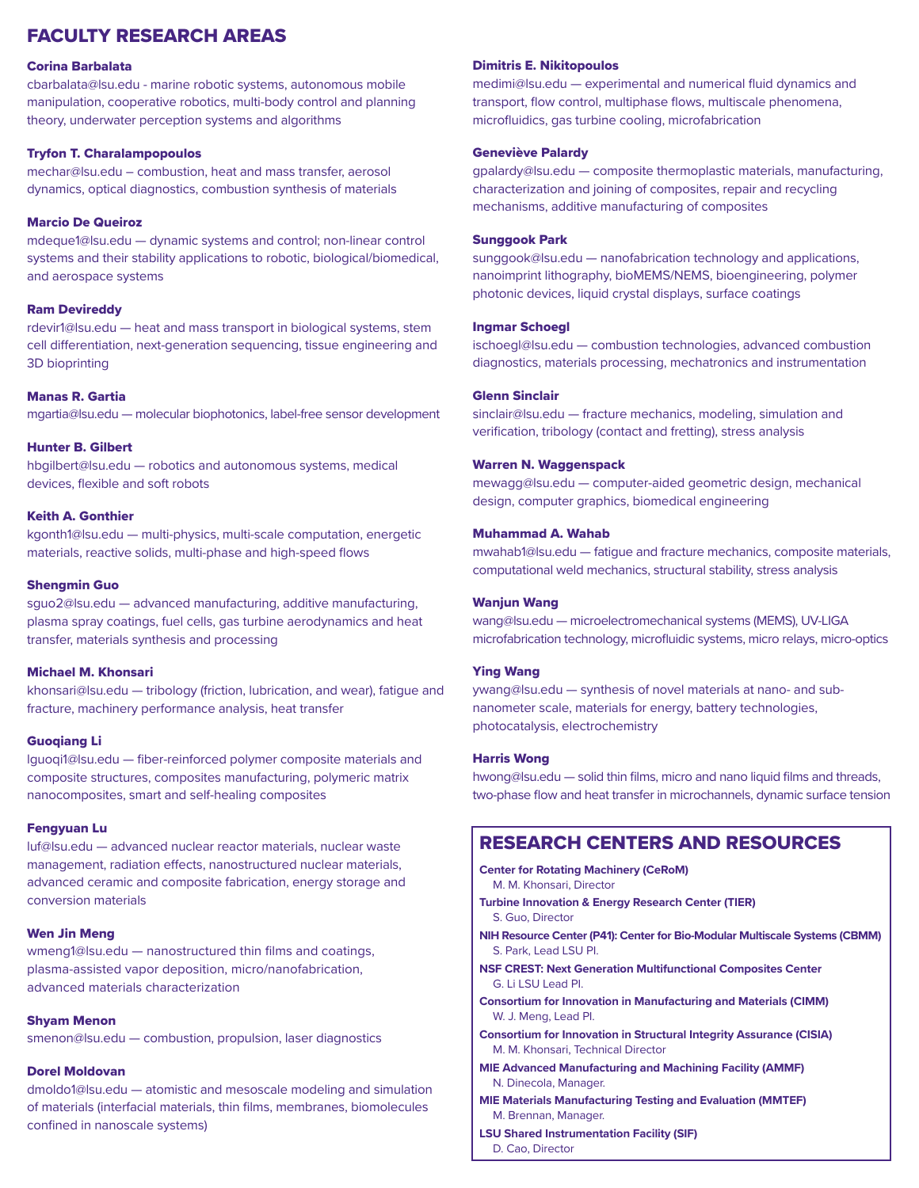# FACULTY RESEARCH AREAS

### Corina Barbalata

cbarbalata@lsu.edu - marine robotic systems, autonomous mobile manipulation, cooperative robotics, multi-body control and planning theory, underwater perception systems and algorithms

### Tryfon T. Charalampopoulos

mechar@lsu.edu – combustion, heat and mass transfer, aerosol dynamics, optical diagnostics, combustion synthesis of materials

### Marcio De Queiroz

mdeque1@lsu.edu — dynamic systems and control; non-linear control systems and their stability applications to robotic, biological/biomedical, and aerospace systems

### Ram Devireddy

rdevir1@lsu.edu — heat and mass transport in biological systems, stem cell differentiation, next-generation sequencing, tissue engineering and 3D bioprinting

### Manas R. Gartia

mgartia@lsu.edu — molecular biophotonics, label-free sensor development

### Hunter B. Gilbert

hbgilbert@lsu.edu — robotics and autonomous systems, medical devices, flexible and soft robots

### Keith A. Gonthier

kgonth1@lsu.edu — multi-physics, multi-scale computation, energetic materials, reactive solids, multi-phase and high-speed flows

### Shengmin Guo

sguo2@lsu.edu — advanced manufacturing, additive manufacturing, plasma spray coatings, fuel cells, gas turbine aerodynamics and heat transfer, materials synthesis and processing

### Michael M. Khonsari

khonsari@lsu.edu — tribology (friction, lubrication, and wear), fatigue and fracture, machinery performance analysis, heat transfer

### Guoqiang Li

lguoqi1@lsu.edu — fiber-reinforced polymer composite materials and composite structures, composites manufacturing, polymeric matrix nanocomposites, smart and self-healing composites

### Fengyuan Lu

luf@lsu.edu — advanced nuclear reactor materials, nuclear waste management, radiation effects, nanostructured nuclear materials, advanced ceramic and composite fabrication, energy storage and conversion materials

### Wen Jin Meng

wmeng1@lsu.edu — nanostructured thin films and coatings, plasma-assisted vapor deposition, micro/nanofabrication, advanced materials characterization

### Shyam Menon

smenon@lsu.edu — combustion, propulsion, laser diagnostics

### Dorel Moldovan

dmoldo1@lsu.edu — atomistic and mesoscale modeling and simulation of materials (interfacial materials, thin films, membranes, biomolecules confined in nanoscale systems)

### Dimitris E. Nikitopoulos

medimi@lsu.edu — experimental and numerical fluid dynamics and transport, flow control, multiphase flows, multiscale phenomena, microfluidics, gas turbine cooling, microfabrication

### Geneviève Palardy

gpalardy@lsu.edu — composite thermoplastic materials, manufacturing, characterization and joining of composites, repair and recycling mechanisms, additive manufacturing of composites

### Sunggook Park

sunggook@lsu.edu — nanofabrication technology and applications, nanoimprint lithography, bioMEMS/NEMS, bioengineering, polymer photonic devices, liquid crystal displays, surface coatings

### Ingmar Schoegl

ischoegl@lsu.edu — combustion technologies, advanced combustion diagnostics, materials processing, mechatronics and instrumentation

### Glenn Sinclair

sinclair@lsu.edu — fracture mechanics, modeling, simulation and verification, tribology (contact and fretting), stress analysis

### Warren N. Waggenspack

mewagg@lsu.edu — computer-aided geometric design, mechanical design, computer graphics, biomedical engineering

### Muhammad A. Wahab

mwahab1@lsu.edu — fatigue and fracture mechanics, composite materials, computational weld mechanics, structural stability, stress analysis

### Wanjun Wang

wang@lsu.edu — microelectromechanical systems (MEMS), UV-LIGA microfabrication technology, microfluidic systems, micro relays, micro-optics

### Ying Wang

ywang@lsu.edu — synthesis of novel materials at nano- and sub-nanometer scale, materials for energy, battery technologies, photocatalysis, electrochemistry

### Harris Wong

hwong@lsu.edu — solid thin films, micro and nano liquid films and threads, two-phase flow and heat transfer in microchannels, dynamic surface tension

## RESEARCH CENTERS AND RESOURCES

**Center for Rotating Machinery (CeRoM)**
M. M. Khonsari, Director

**Turbine Innovation & Energy Research Center (TIER)**
S. Guo, Director

**NIH Resource Center (P41): Center for Bio-Modular Multiscale Systems (CBMM)**
S. Park, Lead LSU PI.

**NSF CREST: Next Generation Multifunctional Composites Center**
G. Li LSU Lead PI.

**Consortium for Innovation in Manufacturing and Materials (CIMM)**
W. J. Meng, Lead PI.

**Consortium for Innovation in Structural Integrity Assurance (CISIA)**
M. M. Khonsari, Technical Director

**MIE Advanced Manufacturing and Machining Facility (AMMF)**
N. Dinecola, Manager.

**MIE Materials Manufacturing Testing and Evaluation (MMTEF)**
M. Brennan, Manager.

**LSU Shared Instrumentation Facility (SIF)**
D. Cao, Director